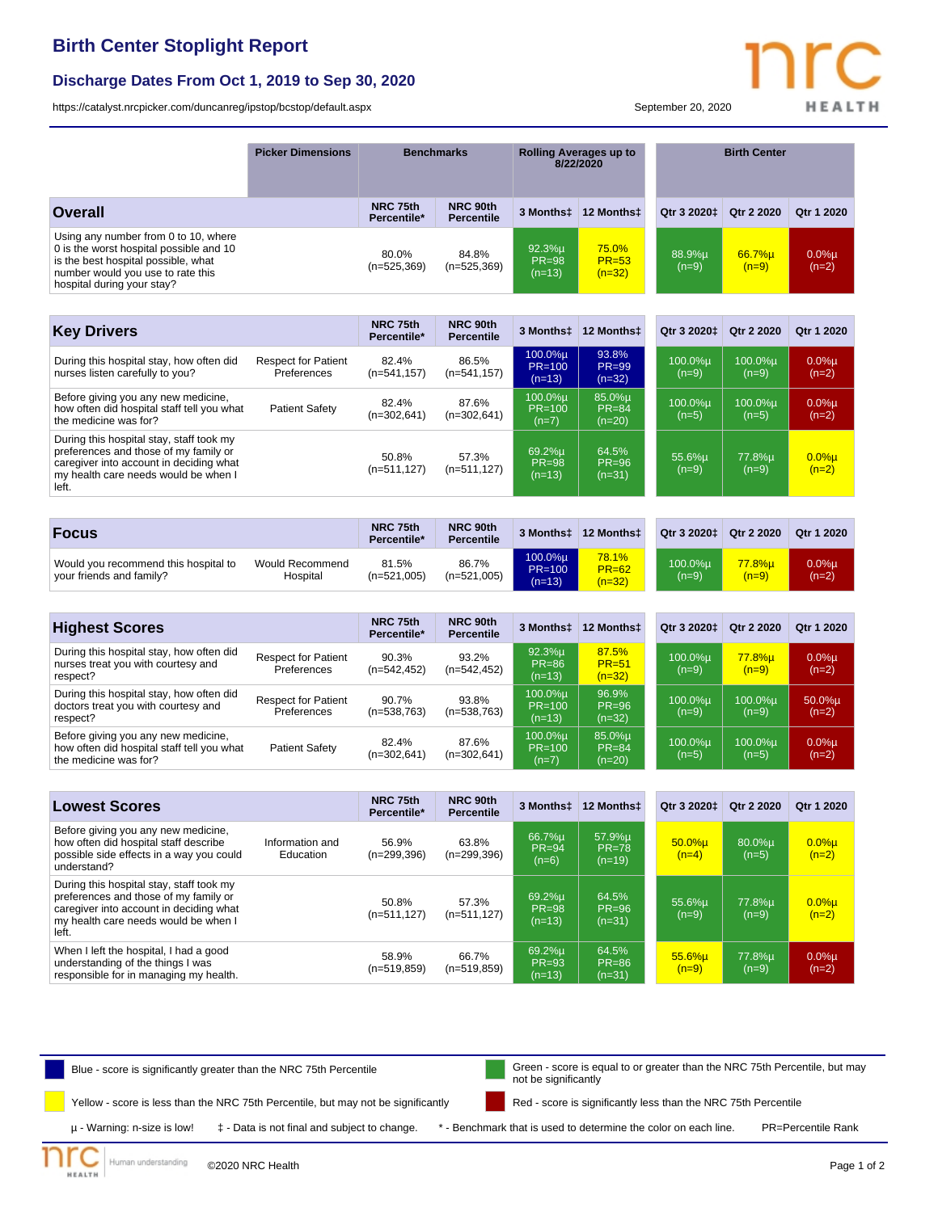# Birth Center Stoplight Report

## Discharge Dates From Oct 1, 2019 to Sep 30, 2020

https://catalyst.nrcpicker.com/duncanreg/ipstop/bcstop/default.aspx

September 20, 2020

| | Picker Dimensions | Benchmarks | | Rolling Averages up to 8/22/2020 | | Birth Center | | |
|---|---|---|---|---|---|---|---|---|
| **Overall** | | NRC 75th Percentile* | NRC 90th Percentile | 3 Months‡ | 12 Months‡ | Qtr 3 2020‡ | Qtr 2 2020 | Qtr 1 2020 |
| Using any number from 0 to 10, where 0 is the worst hospital possible and 10 is the best hospital possible, what number would you use to rate this hospital during your stay? | | 80.0% (n=525,369) | 84.8% (n=525,369) | 92.3%µ PR=98 (n=13) | 75.0% PR=53 (n=32) | 88.9%µ (n=9) | 66.7%µ (n=9) | 0.0%µ (n=2) |

| **Key Drivers** | | NRC 75th Percentile* | NRC 90th Percentile | 3 Months‡ | 12 Months‡ | Qtr 3 2020‡ | Qtr 2 2020 | Qtr 1 2020 |
|---|---|---|---|---|---|---|---|---|
| During this hospital stay, how often did nurses listen carefully to you? | Respect for Patient Preferences | 82.4% (n=541,157) | 86.5% (n=541,157) | 100.0%µ PR=100 (n=13) | 93.8% PR=99 (n=32) | 100.0%µ (n=9) | 100.0%µ (n=9) | 0.0%µ (n=2) |
| Before giving you any new medicine, how often did hospital staff tell you what the medicine was for? | Patient Safety | 82.4% (n=302,641) | 87.6% (n=302,641) | 100.0%µ PR=100 (n=7) | 85.0%µ PR=84 (n=20) | 100.0%µ (n=5) | 100.0%µ (n=5) | 0.0%µ (n=2) |
| During this hospital stay, staff took my preferences and those of my family or caregiver into account in deciding what my health care needs would be when I left. | | 50.8% (n=511,127) | 57.3% (n=511,127) | 69.2%µ PR=98 (n=13) | 64.5% PR=96 (n=31) | 55.6%µ (n=9) | 77.8%µ (n=9) | 0.0%µ (n=2) |

| **Focus** | | NRC 75th Percentile* | NRC 90th Percentile | 3 Months‡ | 12 Months‡ | Qtr 3 2020‡ | Qtr 2 2020 | Qtr 1 2020 |
|---|---|---|---|---|---|---|---|---|
| Would you recommend this hospital to your friends and family? | Would Recommend Hospital | 81.5% (n=521,005) | 86.7% (n=521,005) | 100.0%µ PR=100 (n=13) | 78.1% PR=62 (n=32) | 100.0%µ (n=9) | 77.8%µ (n=9) | 0.0%µ (n=2) |

| **Highest Scores** | | NRC 75th Percentile* | NRC 90th Percentile | 3 Months‡ | 12 Months‡ | Qtr 3 2020‡ | Qtr 2 2020 | Qtr 1 2020 |
|---|---|---|---|---|---|---|---|---|
| During this hospital stay, how often did nurses treat you with courtesy and respect? | Respect for Patient Preferences | 90.3% (n=542,452) | 93.2% (n=542,452) | 92.3%µ PR=86 (n=13) | 87.5% PR=51 (n=32) | 100.0%µ (n=9) | 77.8%µ (n=9) | 0.0%µ (n=2) |
| During this hospital stay, how often did doctors treat you with courtesy and respect? | Respect for Patient Preferences | 90.7% (n=538,763) | 93.8% (n=538,763) | 100.0%µ PR=100 (n=13) | 96.9% PR=96 (n=32) | 100.0%µ (n=9) | 100.0%µ (n=9) | 50.0%µ (n=2) |
| Before giving you any new medicine, how often did hospital staff tell you what the medicine was for? | Patient Safety | 82.4% (n=302,641) | 87.6% (n=302,641) | 100.0%µ PR=100 (n=7) | 85.0%µ PR=84 (n=20) | 100.0%µ (n=5) | 100.0%µ (n=5) | 0.0%µ (n=2) |

| **Lowest Scores** | | NRC 75th Percentile* | NRC 90th Percentile | 3 Months‡ | 12 Months‡ | Qtr 3 2020‡ | Qtr 2 2020 | Qtr 1 2020 |
|---|---|---|---|---|---|---|---|---|
| Before giving you any new medicine, how often did hospital staff describe possible side effects in a way you could understand? | Information and Education | 56.9% (n=299,396) | 63.8% (n=299,396) | 66.7%µ PR=94 (n=6) | 57.9%µ PR=78 (n=19) | 50.0%µ (n=4) | 80.0%µ (n=5) | 0.0%µ (n=2) |
| During this hospital stay, staff took my preferences and those of my family or caregiver into account in deciding what my health care needs would be when I left. | | 50.8% (n=511,127) | 57.3% (n=511,127) | 69.2%µ PR=98 (n=13) | 64.5% PR=96 (n=31) | 55.6%µ (n=9) | 77.8%µ (n=9) | 0.0%µ (n=2) |
| When I left the hospital, I had a good understanding of the things I was responsible for in managing my health. | | 58.9% (n=519,859) | 66.7% (n=519,859) | 69.2%µ PR=93 (n=13) | 64.5% PR=86 (n=31) | 55.6%µ (n=9) | 77.8%µ (n=9) | 0.0%µ (n=2) |

Blue - score is significantly greater than the NRC 75th Percentile

Green - score is equal to or greater than the NRC 75th Percentile, but may not be significantly

Yellow - score is less than the NRC 75th Percentile, but may not be significantly

Red - score is significantly less than the NRC 75th Percentile

µ - Warning: n-size is low! ‡ - Data is not final and subject to change. * - Benchmark that is used to determine the color on each line. PR=Percentile Rank

©2020 NRC Health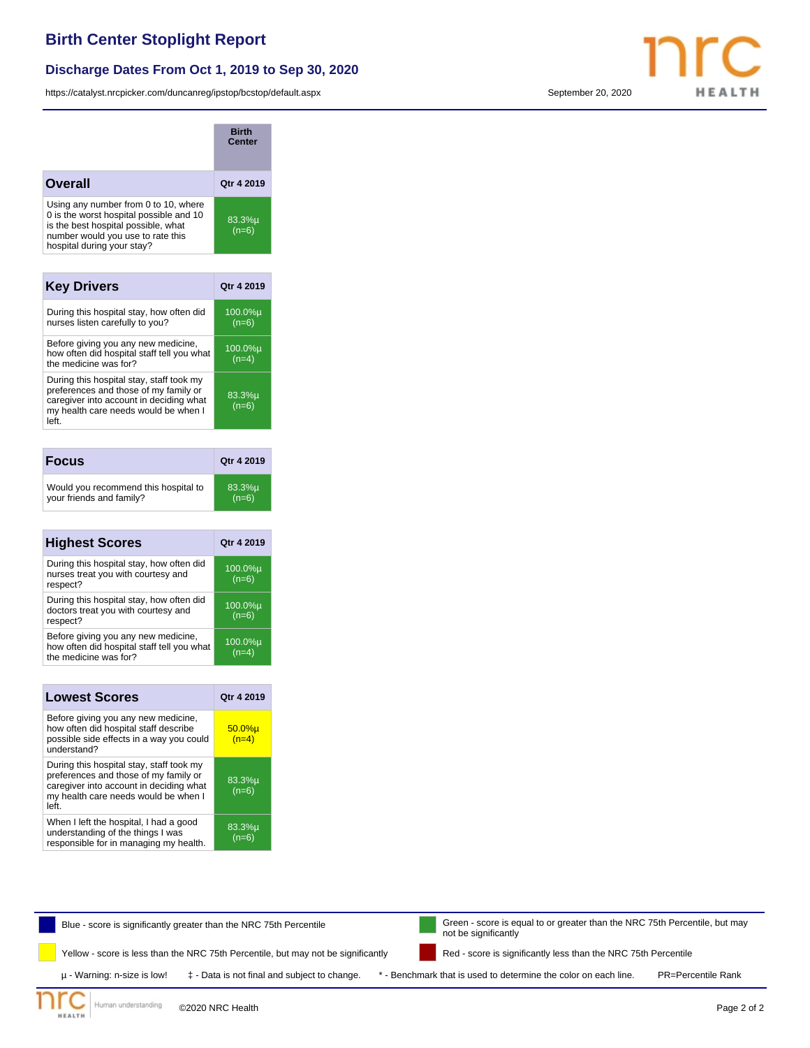# Birth Center Stoplight Report

## Discharge Dates From Oct 1, 2019 to Sep 30, 2020

https://catalyst.nrcpicker.com/duncanreg/ipstop/bcstop/default.aspx September 20, 2020

| | Birth Center |
|---|---|
| **Overall** | **Qtr 4 2019** |
| Using any number from 0 to 10, where 0 is the worst hospital possible and 10 is the best hospital possible, what number would you use to rate this hospital during your stay? | 83.3%µ (n=6) |

| **Key Drivers** | **Qtr 4 2019** |
|---|---|
| During this hospital stay, how often did nurses listen carefully to you? | 100.0%µ (n=6) |
| Before giving you any new medicine, how often did hospital staff tell you what the medicine was for? | 100.0%µ (n=4) |
| During this hospital stay, staff took my preferences and those of my family or caregiver into account in deciding what my health care needs would be when I left. | 83.3%µ (n=6) |

| **Focus** | **Qtr 4 2019** |
|---|---|
| Would you recommend this hospital to your friends and family? | 83.3%µ (n=6) |

| **Highest Scores** | **Qtr 4 2019** |
|---|---|
| During this hospital stay, how often did nurses treat you with courtesy and respect? | 100.0%µ (n=6) |
| During this hospital stay, how often did doctors treat you with courtesy and respect? | 100.0%µ (n=6) |
| Before giving you any new medicine, how often did hospital staff tell you what the medicine was for? | 100.0%µ (n=4) |

| **Lowest Scores** | **Qtr 4 2019** |
|---|---|
| Before giving you any new medicine, how often did hospital staff describe possible side effects in a way you could understand? | 50.0%µ (n=4) |
| During this hospital stay, staff took my preferences and those of my family or caregiver into account in deciding what my health care needs would be when I left. | 83.3%µ (n=6) |
| When I left the hospital, I had a good understanding of the things I was responsible for in managing my health. | 83.3%µ (n=6) |

Blue - score is significantly greater than the NRC 75th Percentile

Green - score is equal to or greater than the NRC 75th Percentile, but may not be significantly

Yellow - score is less than the NRC 75th Percentile, but may not be significantly

Red - score is significantly less than the NRC 75th Percentile

µ - Warning: n-size is low! ‡ - Data is not final and subject to change. * - Benchmark that is used to determine the color on each line. PR=Percentile Rank

©2020 NRC Health